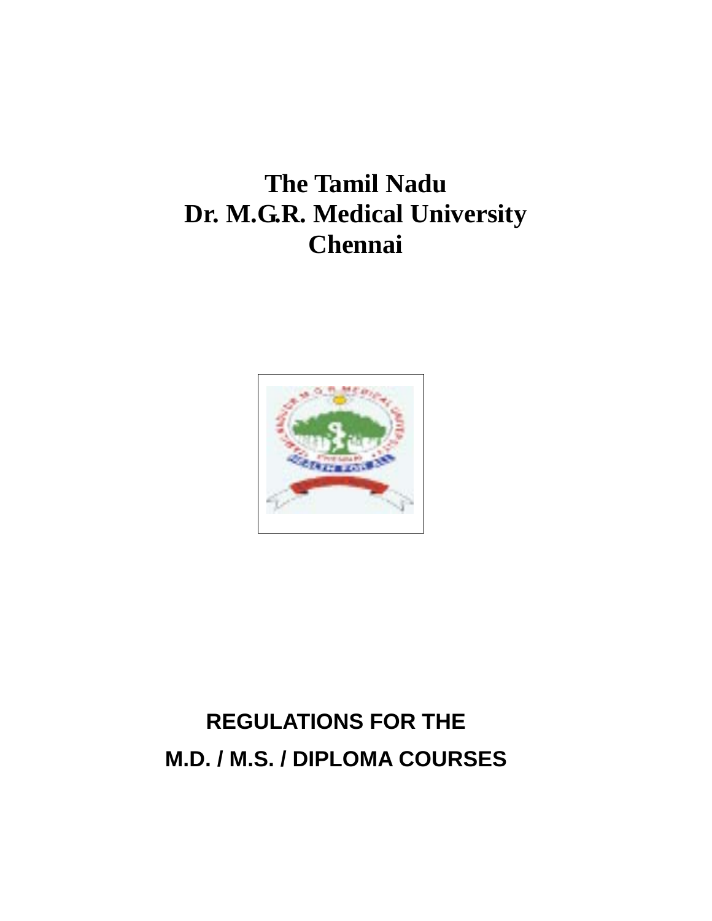# The Tamil Nadu
# Dr. M.G.R. Medical University
# Chennai

## REGULATIONS FOR THE
## M.D. / M.S. / DIPLOMA COURSES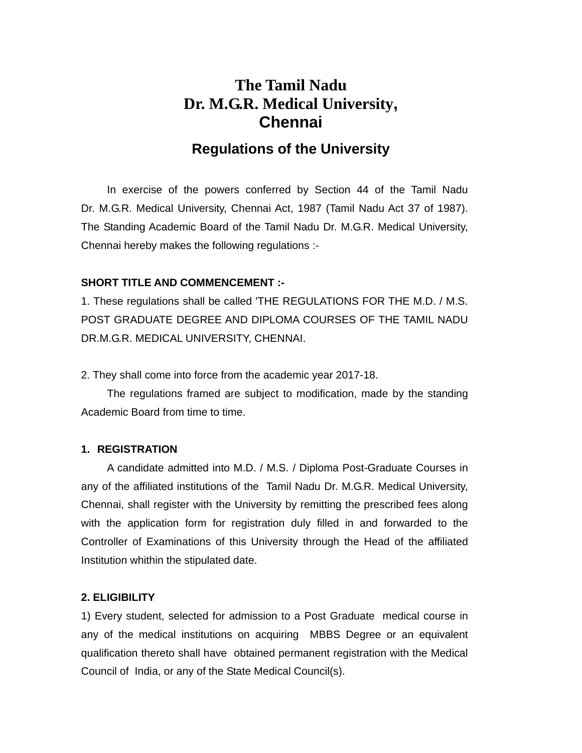# The Tamil Nadu
# Dr. M.G.R. Medical University, Chennai

## Regulations of the University

In exercise of the powers conferred by Section 44 of the Tamil Nadu Dr. M.G.R. Medical University, Chennai Act, 1987 (Tamil Nadu Act 37 of 1987). The Standing Academic Board of the Tamil Nadu Dr. M.G.R. Medical University, Chennai hereby makes the following regulations :-

**SHORT TITLE AND COMMENCEMENT :-**

1. These regulations shall be called 'THE REGULATIONS FOR THE M.D. / M.S. POST GRADUATE DEGREE AND DIPLOMA COURSES OF THE TAMIL NADU DR.M.G.R. MEDICAL UNIVERSITY, CHENNAI.

2. They shall come into force from the academic year 2017-18.

The regulations framed are subject to modification, made by the standing Academic Board from time to time.

**1. REGISTRATION**

A candidate admitted into M.D. / M.S. / Diploma Post-Graduate Courses in any of the affiliated institutions of the Tamil Nadu Dr. M.G.R. Medical University, Chennai, shall register with the University by remitting the prescribed fees along with the application form for registration duly filled in and forwarded to the Controller of Examinations of this University through the Head of the affiliated Institution whithin the stipulated date.

**2. ELIGIBILITY**

1) Every student, selected for admission to a Post Graduate medical course in any of the medical institutions on acquiring MBBS Degree or an equivalent qualification thereto shall have obtained permanent registration with the Medical Council of India, or any of the State Medical Council(s).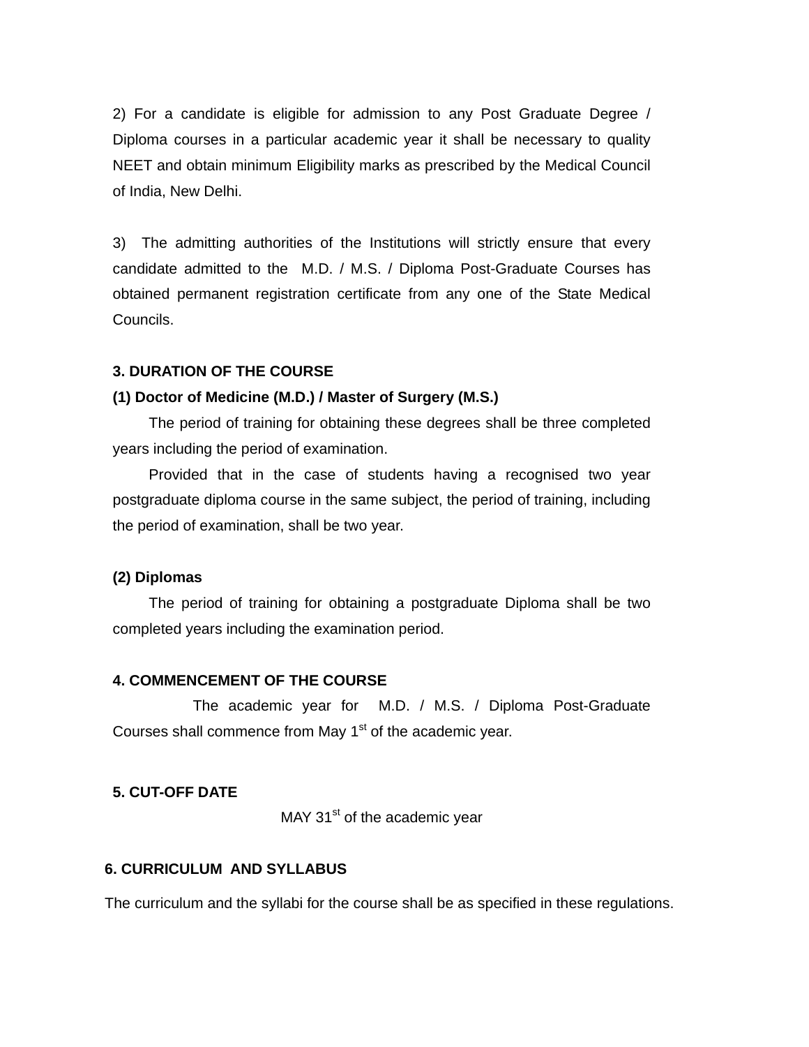2) For a candidate is eligible for admission to any Post Graduate Degree / Diploma courses in a particular academic year it shall be necessary to quality NEET and obtain minimum Eligibility marks as prescribed by the Medical Council of India, New Delhi.

3) The admitting authorities of the Institutions will strictly ensure that every candidate admitted to the M.D. / M.S. / Diploma Post-Graduate Courses has obtained permanent registration certificate from any one of the State Medical Councils.

**3. DURATION OF THE COURSE**

**(1) Doctor of Medicine (M.D.) / Master of Surgery (M.S.)**

The period of training for obtaining these degrees shall be three completed years including the period of examination.

Provided that in the case of students having a recognised two year postgraduate diploma course in the same subject, the period of training, including the period of examination, shall be two year.

**(2) Diplomas**

The period of training for obtaining a postgraduate Diploma shall be two completed years including the examination period.

**4. COMMENCEMENT OF THE COURSE**

The academic year for M.D. / M.S. / Diploma Post-Graduate Courses shall commence from May 1st of the academic year.

**5. CUT-OFF DATE**

MAY 31st of the academic year

**6. CURRICULUM AND SYLLABUS**

The curriculum and the syllabi for the course shall be as specified in these regulations.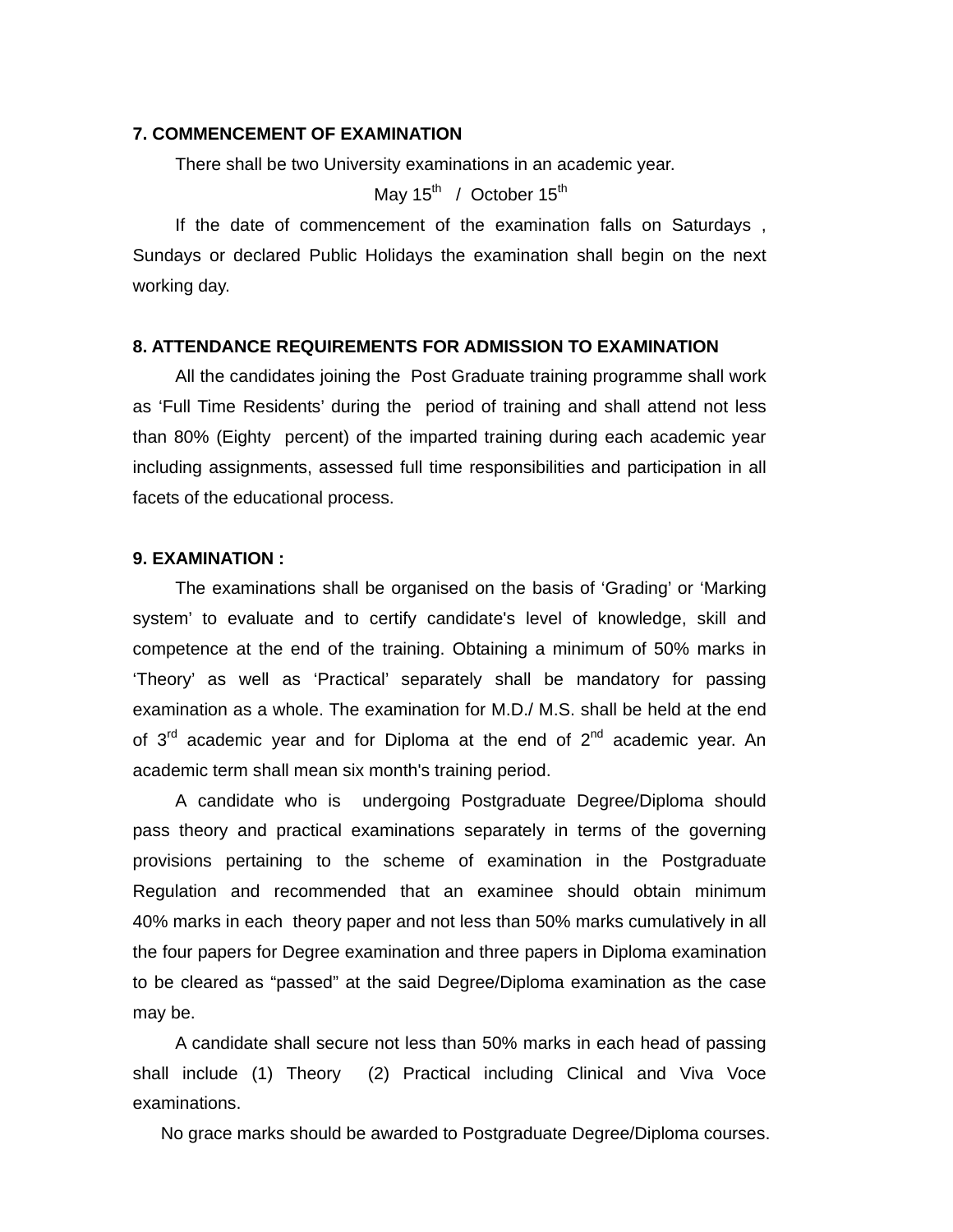**7. COMMENCEMENT OF EXAMINATION**

There shall be two University examinations in an academic year.

May 15th / October 15th

If the date of commencement of the examination falls on Saturdays , Sundays or declared Public Holidays the examination shall begin on the next working day.

**8. ATTENDANCE REQUIREMENTS FOR ADMISSION TO EXAMINATION**

All the candidates joining the Post Graduate training programme shall work as 'Full Time Residents' during the period of training and shall attend not less than 80% (Eighty percent) of the imparted training during each academic year including assignments, assessed full time responsibilities and participation in all facets of the educational process.

**9. EXAMINATION :**

The examinations shall be organised on the basis of 'Grading' or 'Marking system' to evaluate and to certify candidate's level of knowledge, skill and competence at the end of the training. Obtaining a minimum of 50% marks in 'Theory' as well as 'Practical' separately shall be mandatory for passing examination as a whole. The examination for M.D./ M.S. shall be held at the end of 3rd academic year and for Diploma at the end of 2nd academic year. An academic term shall mean six month's training period.

A candidate who is undergoing Postgraduate Degree/Diploma should pass theory and practical examinations separately in terms of the governing provisions pertaining to the scheme of examination in the Postgraduate Regulation and recommended that an examinee should obtain minimum 40% marks in each theory paper and not less than 50% marks cumulatively in all the four papers for Degree examination and three papers in Diploma examination to be cleared as "passed" at the said Degree/Diploma examination as the case may be.

A candidate shall secure not less than 50% marks in each head of passing shall include (1) Theory (2) Practical including Clinical and Viva Voce examinations.

No grace marks should be awarded to Postgraduate Degree/Diploma courses.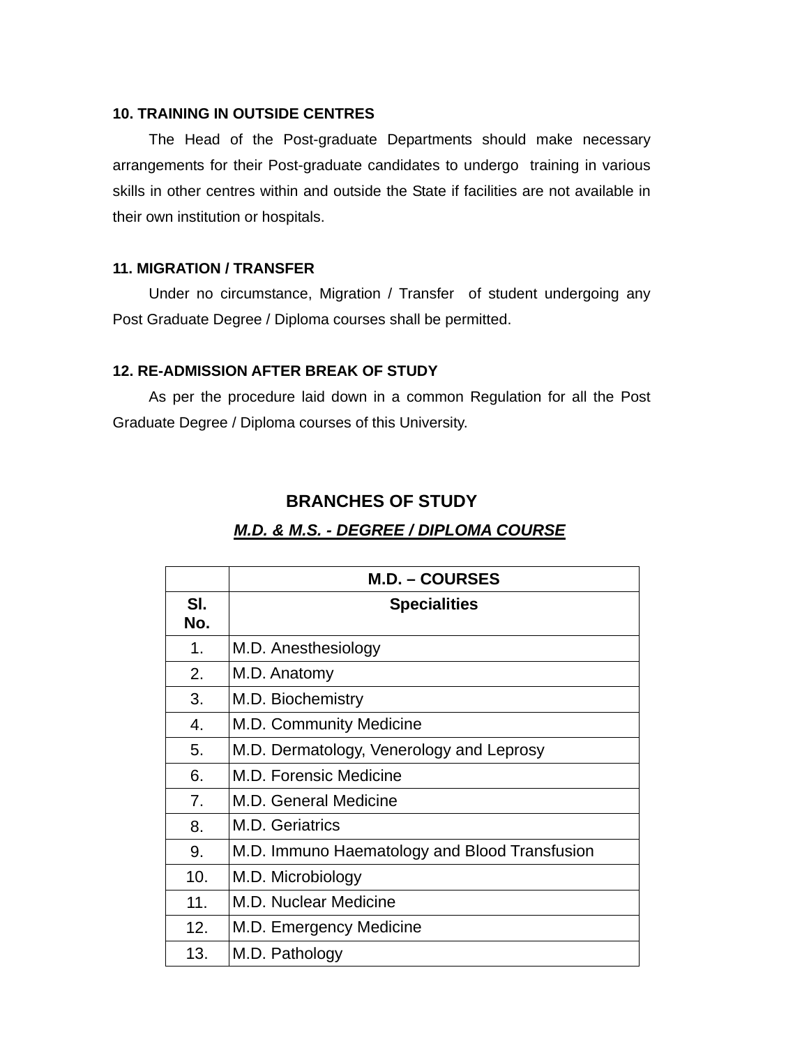**10. TRAINING IN OUTSIDE CENTRES**

The Head of the Post-graduate Departments should make necessary arrangements for their Post-graduate candidates to undergo training in various skills in other centres within and outside the State if facilities are not available in their own institution or hospitals.

**11. MIGRATION / TRANSFER**

Under no circumstance, Migration / Transfer of student undergoing any Post Graduate Degree / Diploma courses shall be permitted.

**12. RE-ADMISSION AFTER BREAK OF STUDY**

As per the procedure laid down in a common Regulation for all the Post Graduate Degree / Diploma courses of this University.

## BRANCHES OF STUDY

***M.D. & M.S. - DEGREE / DIPLOMA COURSE***

| | **M.D. – COURSES** |
|---|---|
| **Sl. No.** | **Specialities** |
| 1. | M.D. Anesthesiology |
| 2. | M.D. Anatomy |
| 3. | M.D. Biochemistry |
| 4. | M.D. Community Medicine |
| 5. | M.D. Dermatology, Venerology and Leprosy |
| 6. | M.D. Forensic Medicine |
| 7. | M.D. General Medicine |
| 8. | M.D. Geriatrics |
| 9. | M.D. Immuno Haematology and Blood Transfusion |
| 10. | M.D. Microbiology |
| 11. | M.D. Nuclear Medicine |
| 12. | M.D. Emergency Medicine |
| 13. | M.D. Pathology |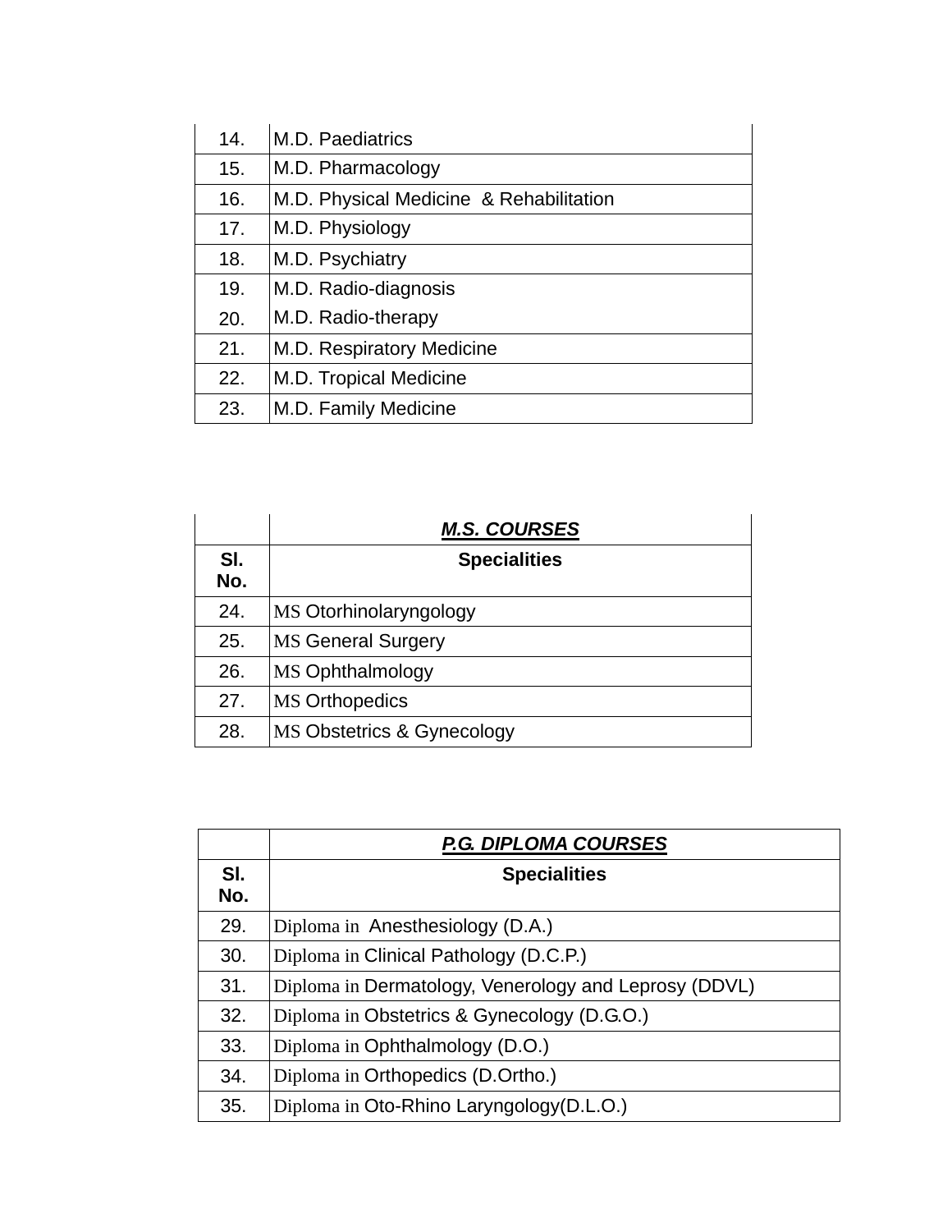| | |
|---|---|
| 14. | M.D. Paediatrics |
| 15. | M.D. Pharmacology |
| 16. | M.D. Physical Medicine & Rehabilitation |
| 17. | M.D. Physiology |
| 18. | M.D. Psychiatry |
| 19. | M.D. Radio-diagnosis |
| 20. | M.D. Radio-therapy |
| 21. | M.D. Respiratory Medicine |
| 22. | M.D. Tropical Medicine |
| 23. | M.D. Family Medicine |

| | ***M.S. COURSES*** |
|---|---|
| **Sl. No.** | **Specialities** |
| 24. | MS Otorhinolaryngology |
| 25. | MS General Surgery |
| 26. | MS Ophthalmology |
| 27. | MS Orthopedics |
| 28. | MS Obstetrics & Gynecology |

| | ***P.G. DIPLOMA COURSES*** |
|---|---|
| **Sl. No.** | **Specialities** |
| 29. | Diploma in Anesthesiology (D.A.) |
| 30. | Diploma in Clinical Pathology (D.C.P.) |
| 31. | Diploma in Dermatology, Venerology and Leprosy (DDVL) |
| 32. | Diploma in Obstetrics & Gynecology (D.G.O.) |
| 33. | Diploma in Ophthalmology (D.O.) |
| 34. | Diploma in Orthopedics (D.Ortho.) |
| 35. | Diploma in Oto-Rhino Laryngology(D.L.O.) |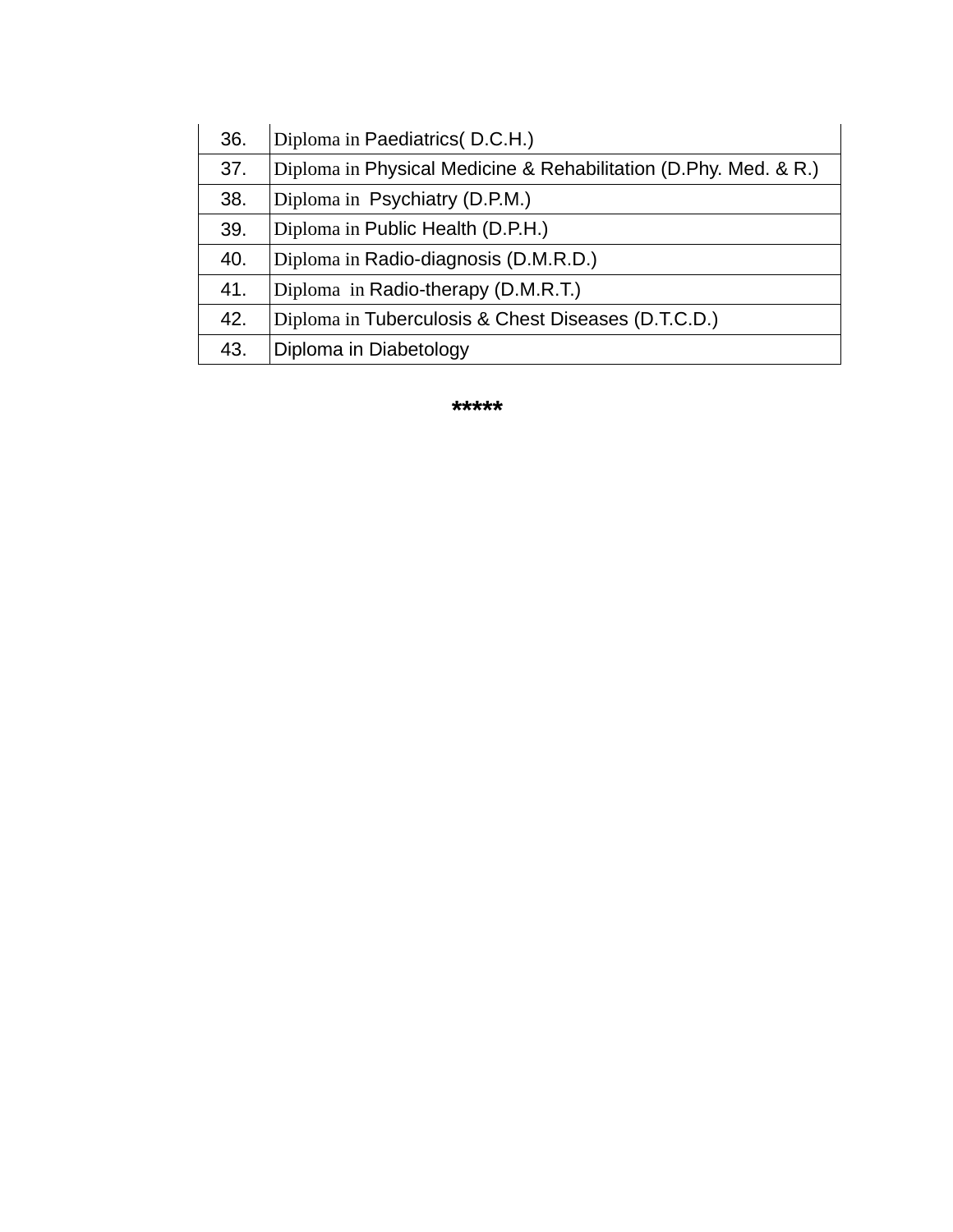| | |
|---|---|
| 36. | Diploma in Paediatrics( D.C.H.) |
| 37. | Diploma in Physical Medicine & Rehabilitation (D.Phy. Med. & R.) |
| 38. | Diploma in Psychiatry (D.P.M.) |
| 39. | Diploma in Public Health (D.P.H.) |
| 40. | Diploma in Radio-diagnosis (D.M.R.D.) |
| 41. | Diploma in Radio-therapy (D.M.R.T.) |
| 42. | Diploma in Tuberculosis & Chest Diseases (D.T.C.D.) |
| 43. | Diploma in Diabetology |

**\*\*\*\*\***